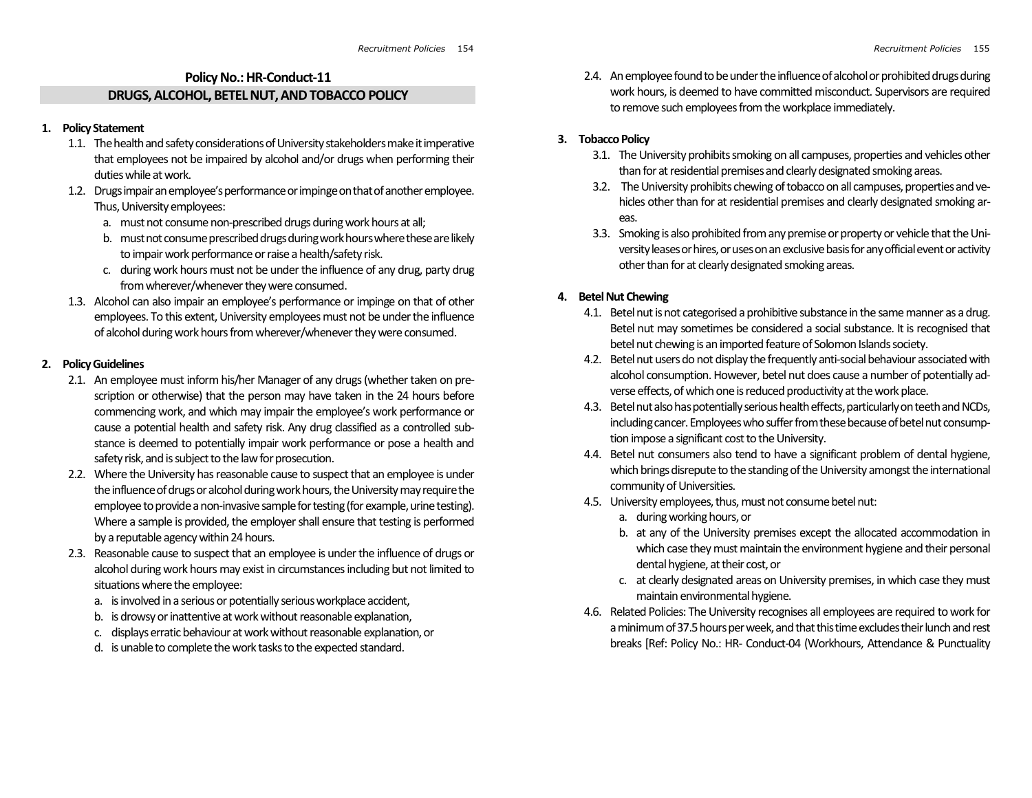## Policy No.: HR-Conduct-11

## DRUGS, ALCOHOL, BETEL NUT, AND TOBACCO POLICY

**1. Policy Statement**

1.1. The health and safety considerations of University stakeholders make it imperative that employees not be impaired by alcohol and/or drugs when performing their duties while at work.

1.2. Drugs impair an employee's performance or impinge on that of another employee. Thus, University employees:

a. must not consume non-prescribed drugs during work hours at all;

b. must not consume prescribed drugs during work hours where these are likely to impair work performance or raise a health/safety risk.

c. during work hours must not be under the influence of any drug, party drug from wherever/whenever they were consumed.

1.3. Alcohol can also impair an employee's performance or impinge on that of other employees. To this extent, University employees must not be under the influence of alcohol during work hours from wherever/whenever they were consumed.

**2. Policy Guidelines**

2.1. An employee must inform his/her Manager of any drugs (whether taken on prescription or otherwise) that the person may have taken in the 24 hours before commencing work, and which may impair the employee's work performance or cause a potential health and safety risk. Any drug classified as a controlled substance is deemed to potentially impair work performance or pose a health and safety risk, and is subject to the law for prosecution.

2.2. Where the University has reasonable cause to suspect that an employee is under the influence of drugs or alcohol during work hours, the University may require the employee to provide a non-invasive sample for testing (for example, urine testing). Where a sample is provided, the employer shall ensure that testing is performed by a reputable agency within 24 hours.

2.3. Reasonable cause to suspect that an employee is under the influence of drugs or alcohol during work hours may exist in circumstances including but not limited to situations where the employee:

a. is involved in a serious or potentially serious workplace accident,

b. is drowsy or inattentive at work without reasonable explanation,

c. displays erratic behaviour at work without reasonable explanation, or

d. is unable to complete the work tasks to the expected standard.

2.4. An employee found to be under the influence of alcohol or prohibited drugs during work hours, is deemed to have committed misconduct. Supervisors are required to remove such employees from the workplace immediately.

**3. Tobacco Policy**

3.1. The University prohibits smoking on all campuses, properties and vehicles other than for at residential premises and clearly designated smoking areas.

3.2. The University prohibits chewing of tobacco on all campuses, properties and vehicles other than for at residential premises and clearly designated smoking areas.

3.3. Smoking is also prohibited from any premise or property or vehicle that the University leases or hires, or uses on an exclusive basis for any official event or activity other than for at clearly designated smoking areas.

**4. Betel Nut Chewing**

4.1. Betel nut is not categorised a prohibitive substance in the same manner as a drug. Betel nut may sometimes be considered a social substance. It is recognised that betel nut chewing is an imported feature of Solomon Islands society.

4.2. Betel nut users do not display the frequently anti-social behaviour associated with alcohol consumption. However, betel nut does cause a number of potentially adverse effects, of which one is reduced productivity at the work place.

4.3. Betel nut also has potentially serious health effects, particularly on teeth and NCDs, including cancer. Employees who suffer from these because of betel nut consumption impose a significant cost to the University.

4.4. Betel nut consumers also tend to have a significant problem of dental hygiene, which brings disrepute to the standing of the University amongst the international community of Universities.

4.5. University employees, thus, must not consume betel nut:

a. during working hours, or

b. at any of the University premises except the allocated accommodation in which case they must maintain the environment hygiene and their personal dental hygiene, at their cost, or

c. at clearly designated areas on University premises, in which case they must maintain environmental hygiene.

4.6. Related Policies: The University recognises all employees are required to work for a minimum of 37.5 hours per week, and that this time excludes their lunch and rest breaks [Ref: Policy No.: HR- Conduct-04 (Workhours, Attendance & Punctuality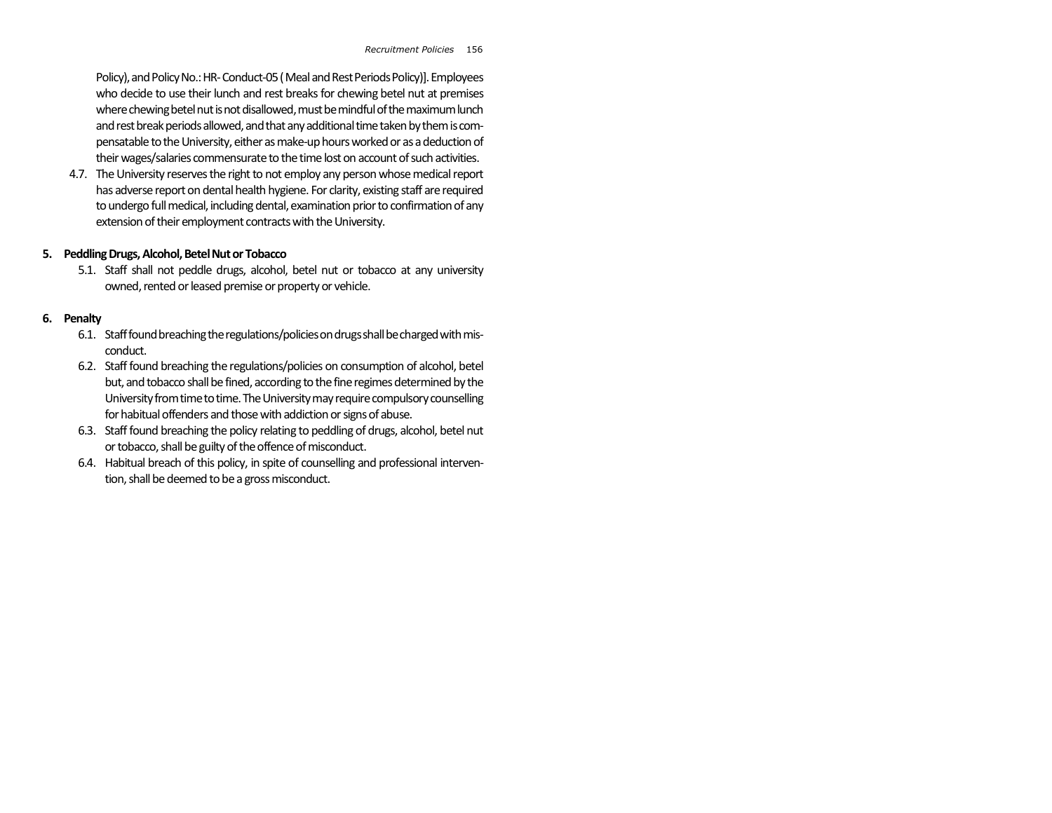Policy), and Policy No.: HR- Conduct-05 ( Meal and Rest Periods Policy)]. Employees who decide to use their lunch and rest breaks for chewing betel nut at premises where chewing betel nut is not disallowed, must be mindful of the maximum lunch and rest break periods allowed, and that any additional time taken by them is compensatable to the University, either as make-up hours worked or as a deduction of their wages/salaries commensurate to the time lost on account of such activities.

4.7. The University reserves the right to not employ any person whose medical report has adverse report on dental health hygiene. For clarity, existing staff are required to undergo full medical, including dental, examination prior to confirmation of any extension of their employment contracts with the University.

**5. Peddling Drugs, Alcohol, Betel Nut or Tobacco**

5.1. Staff shall not peddle drugs, alcohol, betel nut or tobacco at any university owned, rented or leased premise or property or vehicle.

**6. Penalty**

6.1. Staff found breaching the regulations/policies on drugs shall be charged with misconduct.

6.2. Staff found breaching the regulations/policies on consumption of alcohol, betel but, and tobacco shall be fined, according to the fine regimes determined by the University from time to time. The University may require compulsory counselling for habitual offenders and those with addiction or signs of abuse.

6.3. Staff found breaching the policy relating to peddling of drugs, alcohol, betel nut or tobacco, shall be guilty of the offence of misconduct.

6.4. Habitual breach of this policy, in spite of counselling and professional intervention, shall be deemed to be a gross misconduct.